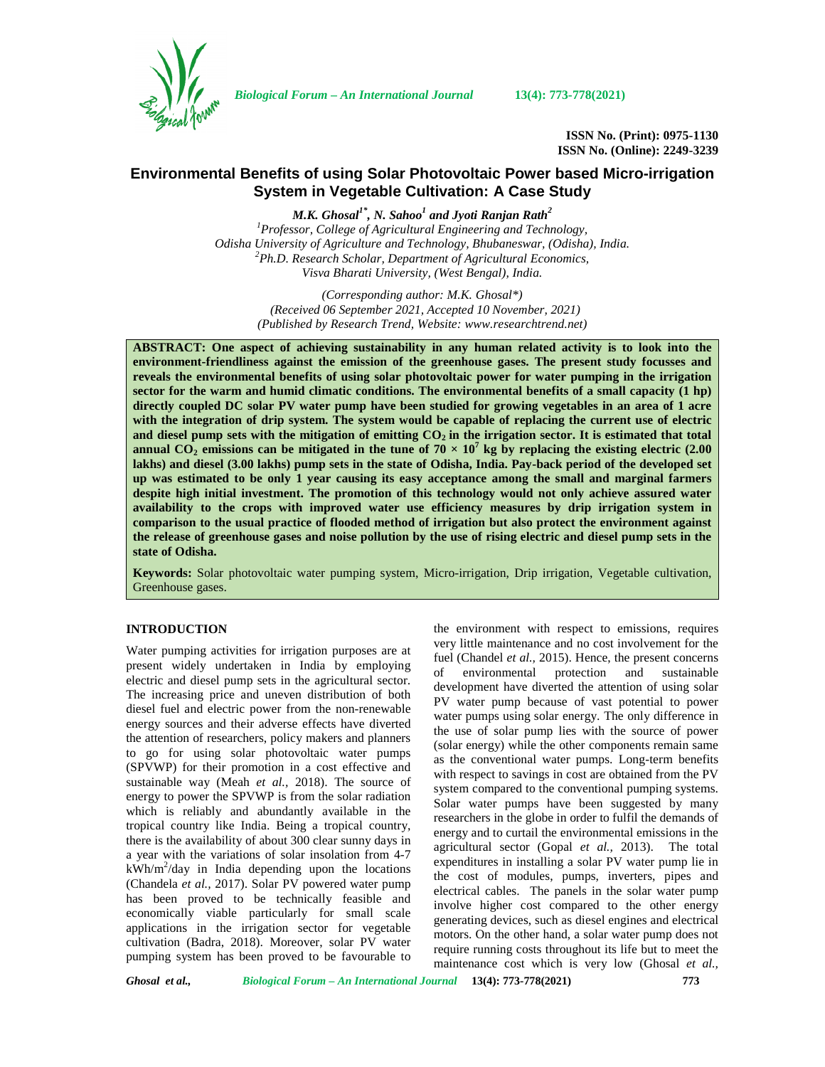ISSN No. (Print): 0975-1130
ISSN No. (Online): 2249-3239

# Environmental Benefits of using Solar Photovoltaic Power based Micro-irrigation System in Vegetable Cultivation: A Case Study

***M.K. Ghosal[1\*], N. Sahoo[1] and Jyoti Ranjan Rath[2]***

*[1]Professor, College of Agricultural Engineering and Technology, Odisha University of Agriculture and Technology, Bhubaneswar, (Odisha), India.*
*[2]Ph.D. Research Scholar, Department of Agricultural Economics, Visva Bharati University, (West Bengal), India.*

*(Corresponding author: M.K. Ghosal\*)*
*(Received 06 September 2021, Accepted 10 November, 2021)*
*(Published by Research Trend, Website: www.researchtrend.net)*

**ABSTRACT: One aspect of achieving sustainability in any human related activity is to look into the environment-friendliness against the emission of the greenhouse gases. The present study focusses and reveals the environmental benefits of using solar photovoltaic power for water pumping in the irrigation sector for the warm and humid climatic conditions. The environmental benefits of a small capacity (1 hp) directly coupled DC solar PV water pump have been studied for growing vegetables in an area of 1 acre with the integration of drip system. The system would be capable of replacing the current use of electric and diesel pump sets with the mitigation of emitting $CO_2$ in the irrigation sector. It is estimated that total annual $CO_2$ emissions can be mitigated in the tune of $70 \times 10^7$ kg by replacing the existing electric (2.00 lakhs) and diesel (3.00 lakhs) pump sets in the state of Odisha, India. Pay-back period of the developed set up was estimated to be only 1 year causing its easy acceptance among the small and marginal farmers despite high initial investment. The promotion of this technology would not only achieve assured water availability to the crops with improved water use efficiency measures by drip irrigation system in comparison to the usual practice of flooded method of irrigation but also protect the environment against the release of greenhouse gases and noise pollution by the use of rising electric and diesel pump sets in the state of Odisha.**

**Keywords:** Solar photovoltaic water pumping system, Micro-irrigation, Drip irrigation, Vegetable cultivation, Greenhouse gases.

## INTRODUCTION

Water pumping activities for irrigation purposes are at present widely undertaken in India by employing electric and diesel pump sets in the agricultural sector. The increasing price and uneven distribution of both diesel fuel and electric power from the non-renewable energy sources and their adverse effects have diverted the attention of researchers, policy makers and planners to go for using solar photovoltaic water pumps (SPVWP) for their promotion in a cost effective and sustainable way (Meah *et al.,* 2018). The source of energy to power the SPVWP is from the solar radiation which is reliably and abundantly available in the tropical country like India. Being a tropical country, there is the availability of about 300 clear sunny days in a year with the variations of solar insolation from 4-7 kWh/m$^2$/day in India depending upon the locations (Chandela *et al.,* 2017). Solar PV powered water pump has been proved to be technically feasible and economically viable particularly for small scale applications in the irrigation sector for vegetable cultivation (Badra, 2018). Moreover, solar PV water pumping system has been proved to be favourable to the environment with respect to emissions, requires very little maintenance and no cost involvement for the fuel (Chandel *et al.,* 2015). Hence, the present concerns of environmental protection and sustainable development have diverted the attention of using solar PV water pump because of vast potential to power water pumps using solar energy. The only difference in the use of solar pump lies with the source of power (solar energy) while the other components remain same as the conventional water pumps. Long-term benefits with respect to savings in cost are obtained from the PV system compared to the conventional pumping systems. Solar water pumps have been suggested by many researchers in the globe in order to fulfil the demands of energy and to curtail the environmental emissions in the agricultural sector (Gopal *et al.,* 2013). The total expenditures in installing a solar PV water pump lie in the cost of modules, pumps, inverters, pipes and electrical cables. The panels in the solar water pump involve higher cost compared to the other energy generating devices, such as diesel engines and electrical motors. On the other hand, a solar water pump does not require running costs throughout its life but to meet the maintenance cost which is very low (Ghosal *et al.,*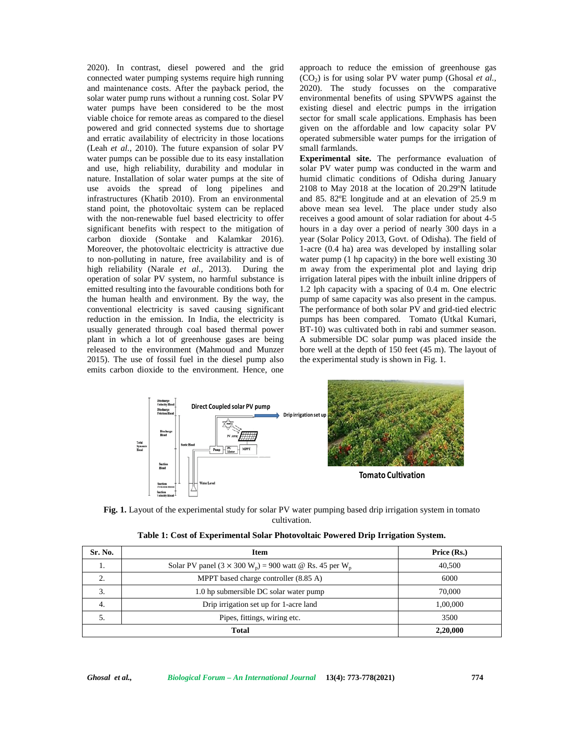2020). In contrast, diesel powered and the grid connected water pumping systems require high running and maintenance costs. After the payback period, the solar water pump runs without a running cost. Solar PV water pumps have been considered to be the most viable choice for remote areas as compared to the diesel powered and grid connected systems due to shortage and erratic availability of electricity in those locations (Leah *et al.,* 2010). The future expansion of solar PV water pumps can be possible due to its easy installation and use, high reliability, durability and modular in nature. Installation of solar water pumps at the site of use avoids the spread of long pipelines and infrastructures (Khatib 2010). From an environmental stand point, the photovoltaic system can be replaced with the non-renewable fuel based electricity to offer significant benefits with respect to the mitigation of carbon dioxide (Sontake and Kalamkar 2016). Moreover, the photovoltaic electricity is attractive due to non-polluting in nature, free availability and is of high reliability (Narale *et al.,* 2013). During the operation of solar PV system, no harmful substance is emitted resulting into the favourable conditions both for the human health and environment. By the way, the conventional electricity is saved causing significant reduction in the emission. In India, the electricity is usually generated through coal based thermal power plant in which a lot of greenhouse gases are being released to the environment (Mahmoud and Munzer 2015). The use of fossil fuel in the diesel pump also emits carbon dioxide to the environment. Hence, one approach to reduce the emission of greenhouse gas ($CO_2$) is for using solar PV water pump (Ghosal *et al.,* 2020). The study focusses on the comparative environmental benefits of using SPVWPS against the existing diesel and electric pumps in the irrigation sector for small scale applications. Emphasis has been given on the affordable and low capacity solar PV operated submersible water pumps for the irrigation of small farmlands.

**Experimental site.** The performance evaluation of solar PV water pump was conducted in the warm and humid climatic conditions of Odisha during January 2108 to May 2018 at the location of 20.29ºN latitude and 85. 82ºE longitude and at an elevation of 25.9 m above mean sea level. The place under study also receives a good amount of solar radiation for about 4-5 hours in a day over a period of nearly 300 days in a year (Solar Policy 2013, Govt. of Odisha). The field of 1-acre (0.4 ha) area was developed by installing solar water pump (1 hp capacity) in the bore well existing 30 m away from the experimental plot and laying drip irrigation lateral pipes with the inbuilt inline drippers of 1.2 lph capacity with a spacing of 0.4 m. One electric pump of same capacity was also present in the campus. The performance of both solar PV and grid-tied electric pumps has been compared. Tomato (Utkal Kumari, BT-10) was cultivated both in rabi and summer season. A submersible DC solar pump was placed inside the bore well at the depth of 150 feet (45 m). The layout of the experimental study is shown in Fig. 1.

**Fig. 1.** Layout of the experimental study for solar PV water pumping based drip irrigation system in tomato cultivation.

**Table 1: Cost of Experimental Solar Photovoltaic Powered Drip Irrigation System.**

| Sr. No. | Item | Price (Rs.) |
|---|---|---|
| 1. | Solar PV panel ($3 \times 300$ $W_p$) = 900 watt @ Rs. 45 per $W_p$ | 40,500 |
| 2. | MPPT based charge controller (8.85 A) | 6000 |
| 3. | 1.0 hp submersible DC solar water pump | 70,000 |
| 4. | Drip irrigation set up for 1-acre land | 1,00,000 |
| 5. | Pipes, fittings, wiring etc. | 3500 |
| **Total** | | **2,20,000** |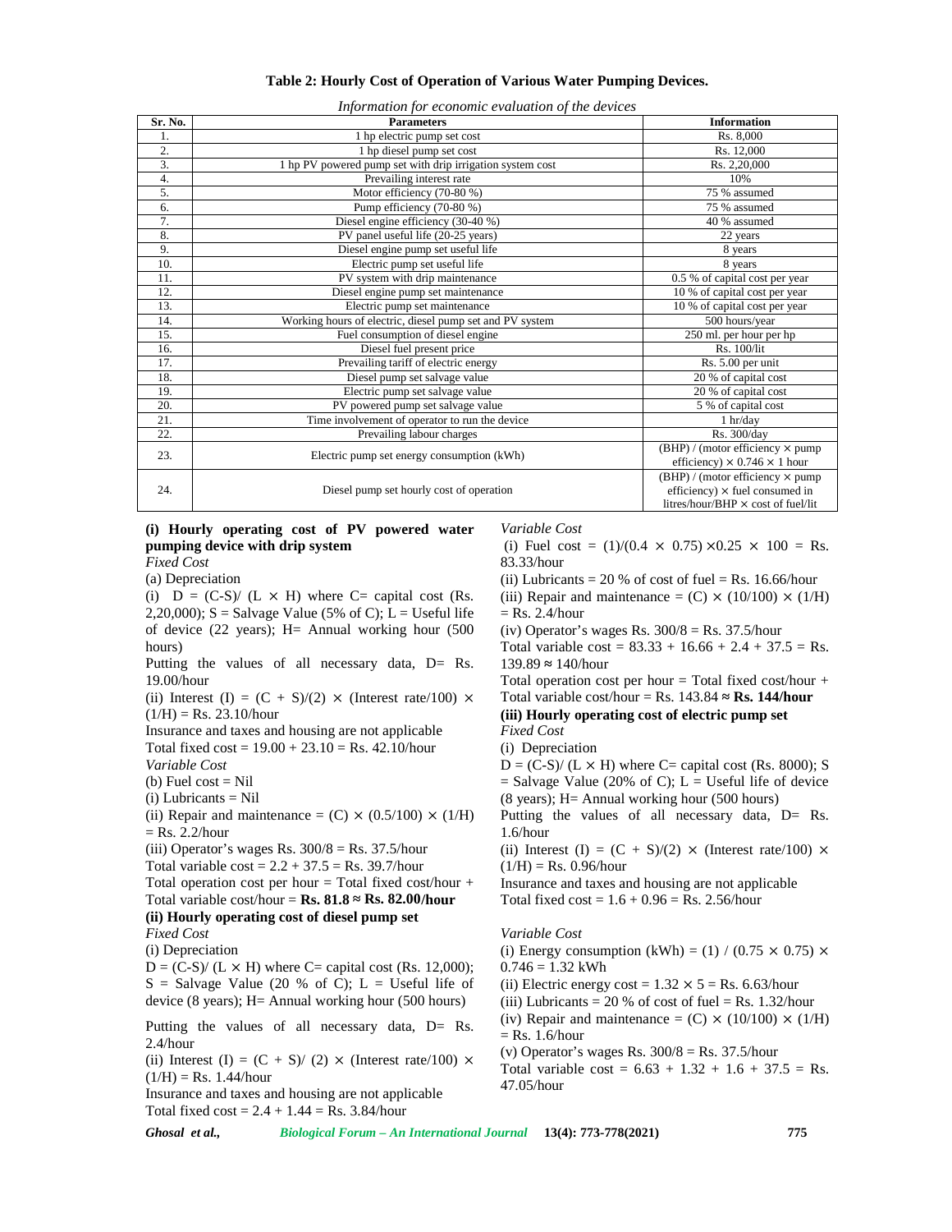**Table 2: Hourly Cost of Operation of Various Water Pumping Devices.**

*Information for economic evaluation of the devices*

| Sr. No. | Parameters | Information |
|---|---|---|
| 1. | 1 hp electric pump set cost | Rs. 8,000 |
| 2. | 1 hp diesel pump set cost | Rs. 12,000 |
| 3. | 1 hp PV powered pump set with drip irrigation system cost | Rs. 2,20,000 |
| 4. | Prevailing interest rate | 10% |
| 5. | Motor efficiency (70-80 %) | 75 % assumed |
| 6. | Pump efficiency (70-80 %) | 75 % assumed |
| 7. | Diesel engine efficiency (30-40 %) | 40 % assumed |
| 8. | PV panel useful life (20-25 years) | 22 years |
| 9. | Diesel engine pump set useful life | 8 years |
| 10. | Electric pump set useful life | 8 years |
| 11. | PV system with drip maintenance | 0.5 % of capital cost per year |
| 12. | Diesel engine pump set maintenance | 10 % of capital cost per year |
| 13. | Electric pump set maintenance | 10 % of capital cost per year |
| 14. | Working hours of electric, diesel pump set and PV system | 500 hours/year |
| 15. | Fuel consumption of diesel engine | 250 ml. per hour per hp |
| 16. | Diesel fuel present price | Rs. 100/lit |
| 17. | Prevailing tariff of electric energy | Rs. 5.00 per unit |
| 18. | Diesel pump set salvage value | 20 % of capital cost |
| 19. | Electric pump set salvage value | 20 % of capital cost |
| 20. | PV powered pump set salvage value | 5 % of capital cost |
| 21. | Time involvement of operator to run the device | 1 hr/day |
| 22. | Prevailing labour charges | Rs. 300/day |
| 23. | Electric pump set energy consumption (kWh) | (BHP) / (motor efficiency × pump efficiency) × 0.746 × 1 hour |
| 24. | Diesel pump set hourly cost of operation | (BHP) / (motor efficiency × pump efficiency) × fuel consumed in litres/hour/BHP × cost of fuel/lit |

**(i) Hourly operating cost of PV powered water pumping device with drip system**

*Fixed Cost*

(a) Depreciation

(i) D = (C-S)/ (L × H) where C= capital cost (Rs. 2,20,000); S = Salvage Value (5% of C); L = Useful life of device (22 years); H= Annual working hour (500 hours)

Putting the values of all necessary data, D= Rs. 19.00/hour

(ii) Interest (I) = (C + S)/(2) × (Interest rate/100) × (1/H) = Rs. 23.10/hour

Insurance and taxes and housing are not applicable

Total fixed cost = 19.00 + 23.10 = Rs. 42.10/hour

*Variable Cost*

(b) Fuel cost = Nil

(i) Lubricants = Nil

(ii) Repair and maintenance = (C) × (0.5/100) × (1/H) = Rs. 2.2/hour

(iii) Operator's wages Rs. 300/8 = Rs. 37.5/hour

Total variable cost = 2.2 + 37.5 = Rs. 39.7/hour

Total operation cost per hour = Total fixed cost/hour + Total variable cost/hour = **Rs. 81.8 ≈ Rs. 82.00/hour**

**(ii) Hourly operating cost of diesel pump set**

*Fixed Cost*

(i) Depreciation

D = (C-S)/ (L × H) where C= capital cost (Rs. 12,000); S = Salvage Value (20 % of C); L = Useful life of device (8 years); H= Annual working hour (500 hours)

Putting the values of all necessary data, D= Rs. 2.4/hour

(ii) Interest (I) = (C + S)/ (2) × (Interest rate/100) × (1/H) = Rs. 1.44/hour

Insurance and taxes and housing are not applicable

Total fixed cost = 2.4 + 1.44 = Rs. 3.84/hour

*Variable Cost*

(i) Fuel cost = (1)/(0.4 × 0.75) ×0.25 × 100 = Rs. 83.33/hour

(ii) Lubricants = 20 % of cost of fuel = Rs. 16.66/hour

(iii) Repair and maintenance = (C) × (10/100) × (1/H) = Rs. 2.4/hour

(iv) Operator's wages Rs. 300/8 = Rs. 37.5/hour

Total variable cost = 83.33 + 16.66 + 2.4 + 37.5 = Rs. 139.89 ≈ 140/hour

Total operation cost per hour = Total fixed cost/hour + Total variable cost/hour = Rs. 143.84 ≈ **Rs. 144/hour**

**(iii) Hourly operating cost of electric pump set**

*Fixed Cost*

(i) Depreciation

D = (C-S)/ (L × H) where C= capital cost (Rs. 8000); S = Salvage Value (20% of C); L = Useful life of device (8 years); H= Annual working hour (500 hours)

Putting the values of all necessary data, D= Rs. 1.6/hour

(ii) Interest (I) = (C + S)/(2) × (Interest rate/100) × (1/H) = Rs. 0.96/hour

Insurance and taxes and housing are not applicable

Total fixed cost = 1.6 + 0.96 = Rs. 2.56/hour

*Variable Cost*

(i) Energy consumption (kWh) = (1) / (0.75 × 0.75) × 0.746 = 1.32 kWh

(ii) Electric energy cost = 1.32 × 5 = Rs. 6.63/hour

(iii) Lubricants = 20 % of cost of fuel = Rs. 1.32/hour

(iv) Repair and maintenance = (C) × (10/100) × (1/H) = Rs. 1.6/hour

(v) Operator's wages Rs. 300/8 = Rs. 37.5/hour

Total variable cost = 6.63 + 1.32 + 1.6 + 37.5 = Rs. 47.05/hour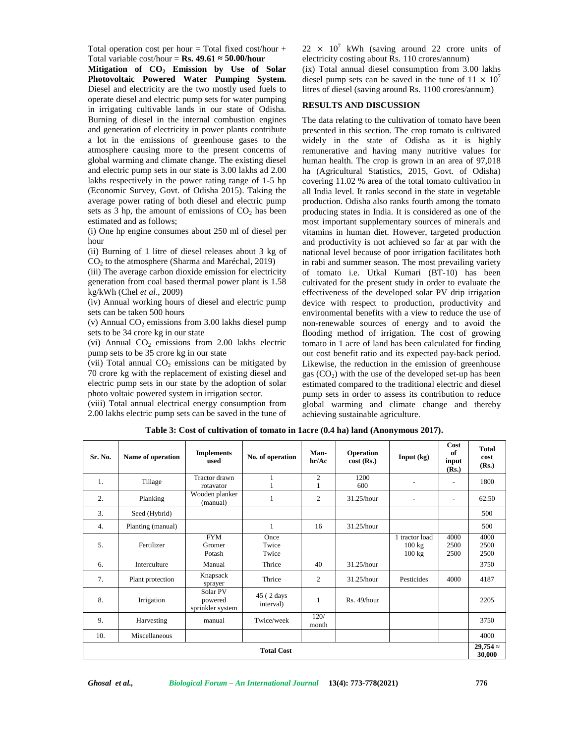Total operation cost per hour = Total fixed cost/hour + Total variable cost/hour = **Rs. 49.61 ≈ 50.00/hour**

**Mitigation of $CO_2$ Emission by Use of Solar Photovoltaic Powered Water Pumping System.** Diesel and electricity are the two mostly used fuels to operate diesel and electric pump sets for water pumping in irrigating cultivable lands in our state of Odisha. Burning of diesel in the internal combustion engines and generation of electricity in power plants contribute a lot in the emissions of greenhouse gases to the atmosphere causing more to the present concerns of global warming and climate change. The existing diesel and electric pump sets in our state is 3.00 lakhs ad 2.00 lakhs respectively in the power rating range of 1-5 hp (Economic Survey, Govt. of Odisha 2015). Taking the average power rating of both diesel and electric pump sets as 3 hp, the amount of emissions of $CO_2$ has been estimated and as follows;

(i) One hp engine consumes about 250 ml of diesel per hour

(ii) Burning of 1 litre of diesel releases about 3 kg of $CO_2$ to the atmosphere (Sharma and Maréchal, 2019)

(iii) The average carbon dioxide emission for electricity generation from coal based thermal power plant is 1.58 kg/kWh (Chel *et al*., 2009)

(iv) Annual working hours of diesel and electric pump sets can be taken 500 hours

(v) Annual $CO_2$ emissions from 3.00 lakhs diesel pump sets to be 34 crore kg in our state

(vi) Annual $CO_2$ emissions from 2.00 lakhs electric pump sets to be 35 crore kg in our state

(vii) Total annual $CO_2$ emissions can be mitigated by 70 crore kg with the replacement of existing diesel and electric pump sets in our state by the adoption of solar photo voltaic powered system in irrigation sector.

(viii) Total annual electrical energy consumption from 2.00 lakhs electric pump sets can be saved in the tune of $22 \times 10^7$ kWh (saving around 22 crore units of electricity costing about Rs. 110 crores/annum)

(ix) Total annual diesel consumption from 3.00 lakhs diesel pump sets can be saved in the tune of $11 \times 10^7$ litres of diesel (saving around Rs. 1100 crores/annum)

## RESULTS AND DISCUSSION

The data relating to the cultivation of tomato have been presented in this section. The crop tomato is cultivated widely in the state of Odisha as it is highly remunerative and having many nutritive values for human health. The crop is grown in an area of 97,018 ha (Agricultural Statistics, 2015, Govt. of Odisha) covering 11.02 % area of the total tomato cultivation in all India level. It ranks second in the state in vegetable production. Odisha also ranks fourth among the tomato producing states in India. It is considered as one of the most important supplementary sources of minerals and vitamins in human diet. However, targeted production and productivity is not achieved so far at par with the national level because of poor irrigation facilitates both in rabi and summer season. The most prevailing variety of tomato i.e. Utkal Kumari (BT-10) has been cultivated for the present study in order to evaluate the effectiveness of the developed solar PV drip irrigation device with respect to production, productivity and environmental benefits with a view to reduce the use of non-renewable sources of energy and to avoid the flooding method of irrigation. The cost of growing tomato in 1 acre of land has been calculated for finding out cost benefit ratio and its expected pay-back period. Likewise, the reduction in the emission of greenhouse gas ($CO_2$) with the use of the developed set-up has been estimated compared to the traditional electric and diesel pump sets in order to assess its contribution to reduce global warming and climate change and thereby achieving sustainable agriculture.

**Table 3: Cost of cultivation of tomato in 1acre (0.4 ha) land (Anonymous 2017).**

| Sr. No. | Name of operation | Implements used | No. of operation | Man-hr/Ac | Operation cost (Rs.) | Input (kg) | Cost of input (Rs.) | Total cost (Rs.) |
|---|---|---|---|---|---|---|---|---|
| 1. | Tillage | Tractor drawn rotavator | 1<br>1 | 2<br>1 | 1200<br>600 | - | - | 1800 |
| 2. | Planking | Wooden planker (manual) | 1 | 2 | 31.25/hour | - | - | 62.50 |
| 3. | Seed (Hybrid) | | | | | | | 500 |
| 4. | Planting (manual) | | 1 | 16 | 31.25/hour | | | 500 |
| 5. | Fertilizer | FYM<br>Gromer<br>Potash | Once<br>Twice<br>Twice | | | 1 tractor load<br>100 kg<br>100 kg | 4000<br>2500<br>2500 | 4000<br>2500<br>2500 |
| 6. | Interculture | Manual | Thrice | 40 | 31.25/hour | | | 3750 |
| 7. | Plant protection | Knapsack sprayer | Thrice | 2 | 31.25/hour | Pesticides | 4000 | 4187 |
| 8. | Irrigation | Solar PV powered sprinkler system | 45 ( 2 days interval) | 1 | Rs. 49/hour | | | 2205 |
| 9. | Harvesting | manual | Twice/week | 120/ month | | | | 3750 |
| 10. | Miscellaneous | | | | | | | 4000 |
| **Total Cost** | | | | | | | | **29,754 ≈ 30,000** |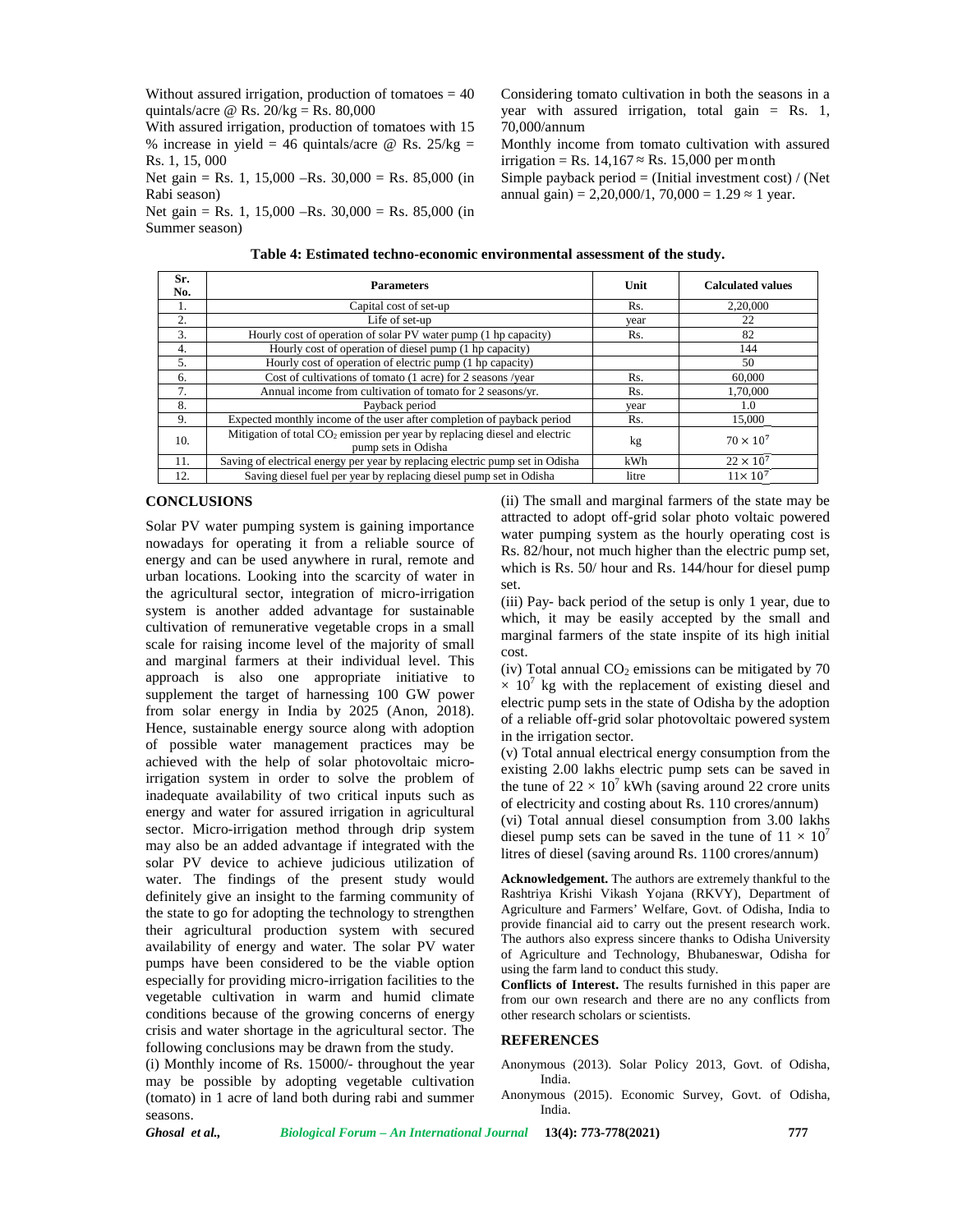Without assured irrigation, production of tomatoes = 40 quintals/acre @ Rs. 20/kg = Rs. 80,000

With assured irrigation, production of tomatoes with 15 % increase in yield = 46 quintals/acre @ Rs. 25/kg = Rs. 1, 15, 000

Net gain = Rs. 1, 15,000 –Rs. 30,000 = Rs. 85,000 (in Rabi season)

Net gain = Rs. 1, 15,000 –Rs. 30,000 = Rs. 85,000 (in Summer season)

Considering tomato cultivation in both the seasons in a year with assured irrigation, total gain = Rs. 1, 70,000/annum

Monthly income from tomato cultivation with assured irrigation = Rs. 14,167 ≈ Rs. 15,000 per month

Simple payback period = (Initial investment cost) / (Net annual gain) = 2,20,000/1, 70,000 = 1.29 ≈ 1 year.

**Table 4: Estimated techno-economic environmental assessment of the study.**

| Sr. No. | Parameters | Unit | Calculated values |
|---|---|---|---|
| 1. | Capital cost of set-up | Rs. | 2,20,000 |
| 2. | Life of set-up | year | 22 |
| 3. | Hourly cost of operation of solar PV water pump (1 hp capacity) | Rs. | 82 |
| 4. | Hourly cost of operation of diesel pump (1 hp capacity) | | 144 |
| 5. | Hourly cost of operation of electric pump (1 hp capacity) | | 50 |
| 6. | Cost of cultivations of tomato (1 acre) for 2 seasons /year | Rs. | 60,000 |
| 7. | Annual income from cultivation of tomato for 2 seasons/yr. | Rs. | 1,70,000 |
| 8. | Payback period | year | 1.0 |
| 9. | Expected monthly income of the user after completion of payback period | Rs. | 15,000 |
| 10. | Mitigation of total $CO_2$ emission per year by replacing diesel and electric pump sets in Odisha | kg | $70 \times 10^7$ |
| 11. | Saving of electrical energy per year by replacing electric pump set in Odisha | kWh | $22 \times 10^7$ |
| 12. | Saving diesel fuel per year by replacing diesel pump set in Odisha | litre | $11\times 10^7$ |

## CONCLUSIONS

Solar PV water pumping system is gaining importance nowadays for operating it from a reliable source of energy and can be used anywhere in rural, remote and urban locations. Looking into the scarcity of water in the agricultural sector, integration of micro-irrigation system is another added advantage for sustainable cultivation of remunerative vegetable crops in a small scale for raising income level of the majority of small and marginal farmers at their individual level. This approach is also one appropriate initiative to supplement the target of harnessing 100 GW power from solar energy in India by 2025 (Anon, 2018). Hence, sustainable energy source along with adoption of possible water management practices may be achieved with the help of solar photovoltaic micro-irrigation system in order to solve the problem of inadequate availability of two critical inputs such as energy and water for assured irrigation in agricultural sector. Micro-irrigation method through drip system may also be an added advantage if integrated with the solar PV device to achieve judicious utilization of water. The findings of the present study would definitely give an insight to the farming community of the state to go for adopting the technology to strengthen their agricultural production system with secured availability of energy and water. The solar PV water pumps have been considered to be the viable option especially for providing micro-irrigation facilities to the vegetable cultivation in warm and humid climate conditions because of the growing concerns of energy crisis and water shortage in the agricultural sector. The following conclusions may be drawn from the study.

(i) Monthly income of Rs. 15000/- throughout the year may be possible by adopting vegetable cultivation (tomato) in 1 acre of land both during rabi and summer seasons.

(ii) The small and marginal farmers of the state may be attracted to adopt off-grid solar photo voltaic powered water pumping system as the hourly operating cost is Rs. 82/hour, not much higher than the electric pump set, which is Rs. 50/ hour and Rs. 144/hour for diesel pump set.

(iii) Pay- back period of the setup is only 1 year, due to which, it may be easily accepted by the small and marginal farmers of the state inspite of its high initial cost.

(iv) Total annual $CO_2$ emissions can be mitigated by 70 $\times\ 10^7$ kg with the replacement of existing diesel and electric pump sets in the state of Odisha by the adoption of a reliable off-grid solar photovoltaic powered system in the irrigation sector.

(v) Total annual electrical energy consumption from the existing 2.00 lakhs electric pump sets can be saved in the tune of $22 \times 10^7$ kWh (saving around 22 crore units of electricity and costing about Rs. 110 crores/annum)

(vi) Total annual diesel consumption from 3.00 lakhs diesel pump sets can be saved in the tune of $11 \times 10^7$ litres of diesel (saving around Rs. 1100 crores/annum)

**Acknowledgement.** The authors are extremely thankful to the Rashtriya Krishi Vikash Yojana (RKVY), Department of Agriculture and Farmers' Welfare, Govt. of Odisha, India to provide financial aid to carry out the present research work. The authors also express sincere thanks to Odisha University of Agriculture and Technology, Bhubaneswar, Odisha for using the farm land to conduct this study.

**Conflicts of Interest.** The results furnished in this paper are from our own research and there are no any conflicts from other research scholars or scientists.

## REFERENCES

Anonymous (2013). Solar Policy 2013, Govt. of Odisha, India.

Anonymous (2015). Economic Survey, Govt. of Odisha, India.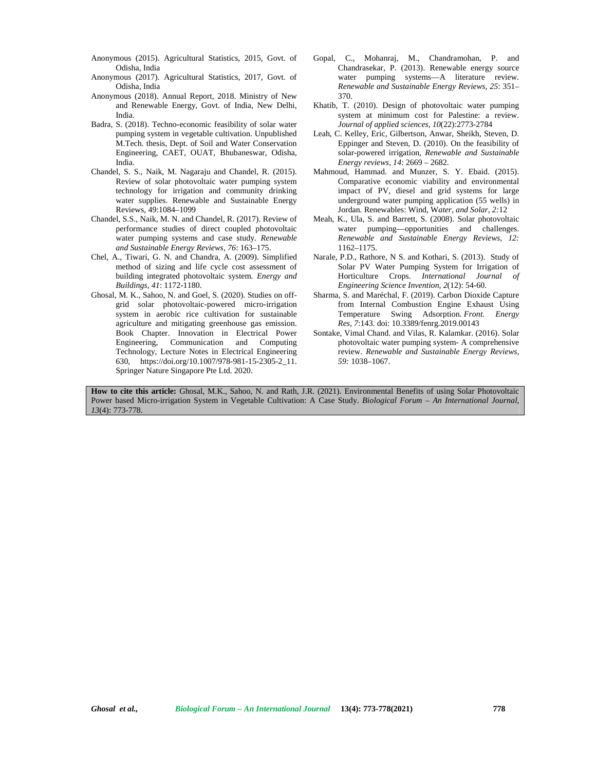Anonymous (2015). Agricultural Statistics, 2015, Govt. of Odisha, India

Anonymous (2017). Agricultural Statistics, 2017, Govt. of Odisha, India

Anonymous (2018). Annual Report, 2018. Ministry of New and Renewable Energy, Govt. of India, New Delhi, India.

Badra, S. (2018). Techno-economic feasibility of solar water pumping system in vegetable cultivation. Unpublished M.Tech. thesis, Dept. of Soil and Water Conservation Engineering, CAET, OUAT, Bhubaneswar, Odisha, India.

Chandel, S. S., Naik, M. Nagaraju and Chandel, R. (2015). Review of solar photovoltaic water pumping system technology for irrigation and community drinking water supplies. Renewable and Sustainable Energy Reviews, 49:1084–1099

Chandel, S.S., Naik, M. N. and Chandel, R. (2017). Review of performance studies of direct coupled photovoltaic water pumping systems and case study. *Renewable and Sustainable Energy Reviews*, *76*: 163–175.

Chel, A., Tiwari, G. N. and Chandra, A. (2009). Simplified method of sizing and life cycle cost assessment of building integrated photovoltaic system. *Energy and Buildings, 41*: 1172-1180.

Ghosal, M. K., Sahoo, N. and Goel, S. (2020). Studies on off-grid solar photovoltaic-powered micro-irrigation system in aerobic rice cultivation for sustainable agriculture and mitigating greenhouse gas emission. Book Chapter. Innovation in Electrical Power Engineering, Communication and Computing Technology, Lecture Notes in Electrical Engineering 630, https://doi.org/10.1007/978-981-15-2305-2_11. Springer Nature Singapore Pte Ltd. 2020.

Gopal, C., Mohanraj, M., Chandramohan, P. and Chandrasekar, P. (2013). Renewable energy source water pumping systems—A literature review. *Renewable and Sustainable Energy Reviews, 25*: 351–370.

Khatib, T. (2010). Design of photovoltaic water pumping system at minimum cost for Palestine: a review. *Journal of applied sciences, 10*(22):2773-2784

Leah, C. Kelley, Eric, Gilbertson, Anwar, Sheikh, Steven, D. Eppinger and Steven, D. (2010). On the feasibility of solar-powered irrigation, *Renewable and Sustainable Energy reviews*, *14*: 2669 – 2682.

Mahmoud, Hammad. and Munzer, S. Y. Ebaid. (2015). Comparative economic viability and environmental impact of PV, diesel and grid systems for large underground water pumping application (55 wells) in Jordan. Renewables: Wind, W*ater, and Solar, 2:*12

Meah, K., Ula, S. and Barrett, S. (2008). Solar photovoltaic water pumping—opportunities and challenges. *Renewable and Sustainable Energy Reviews, 12:* 1162–1175.

Narale, P.D., Rathore, N S. and Kothari, S. (2013). Study of Solar PV Water Pumping System for Irrigation of Horticulture Crops. *International Journal of Engineering Science Invention*, *2*(12): 54-60.

Sharma, S. and Maréchal, F. (2019). Carbon Dioxide Capture from Internal Combustion Engine Exhaust Using Temperature Swing Adsorption. *Front. Energy Res*, *7*:143. doi: 10.3389/fenrg.2019.00143

Sontake, Vimal Chand. and Vilas, R. Kalamkar. (2016). Solar photovoltaic water pumping system- A comprehensive review. *Renewable and Sustainable Energy Reviews, 59:* 1038–1067.

**How to cite this article:** Ghosal, M.K., Sahoo, N. and Rath, J.R. (2021). Environmental Benefits of using Solar Photovoltaic Power based Micro-irrigation System in Vegetable Cultivation: A Case Study. *Biological Forum – An International Journal*, *13*(4): 773-778.